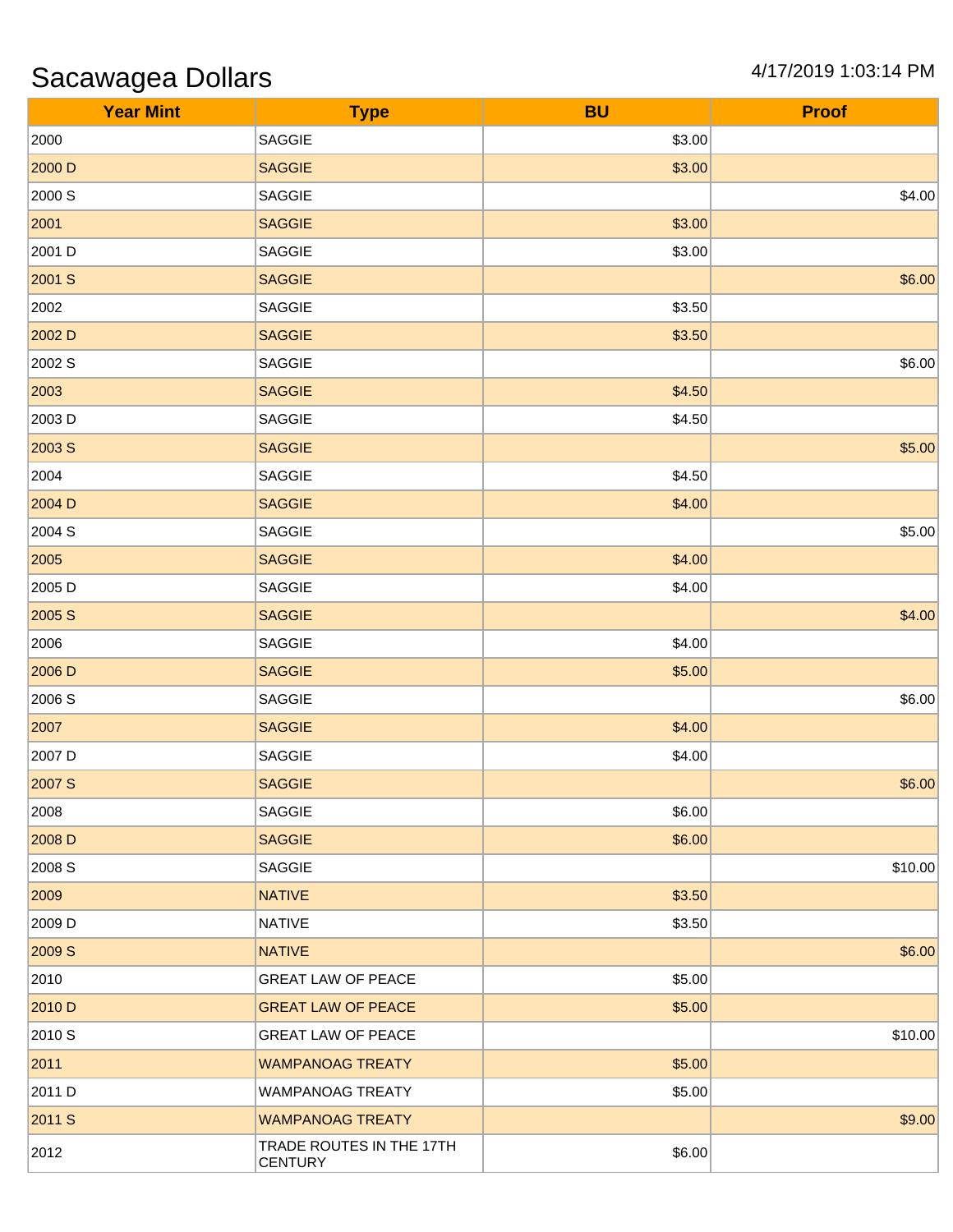# Sacawagea Dollars

4/17/2019 1:03:14 PM

| Year Mint | Type | BU | Proof |
|---|---|---|---|
| 2000 | SAGGIE | $3.00 | |
| 2000 D | SAGGIE | $3.00 | |
| 2000 S | SAGGIE | | $4.00 |
| 2001 | SAGGIE | $3.00 | |
| 2001 D | SAGGIE | $3.00 | |
| 2001 S | SAGGIE | | $6.00 |
| 2002 | SAGGIE | $3.50 | |
| 2002 D | SAGGIE | $3.50 | |
| 2002 S | SAGGIE | | $6.00 |
| 2003 | SAGGIE | $4.50 | |
| 2003 D | SAGGIE | $4.50 | |
| 2003 S | SAGGIE | | $5.00 |
| 2004 | SAGGIE | $4.50 | |
| 2004 D | SAGGIE | $4.00 | |
| 2004 S | SAGGIE | | $5.00 |
| 2005 | SAGGIE | $4.00 | |
| 2005 D | SAGGIE | $4.00 | |
| 2005 S | SAGGIE | | $4.00 |
| 2006 | SAGGIE | $4.00 | |
| 2006 D | SAGGIE | $5.00 | |
| 2006 S | SAGGIE | | $6.00 |
| 2007 | SAGGIE | $4.00 | |
| 2007 D | SAGGIE | $4.00 | |
| 2007 S | SAGGIE | | $6.00 |
| 2008 | SAGGIE | $6.00 | |
| 2008 D | SAGGIE | $6.00 | |
| 2008 S | SAGGIE | | $10.00 |
| 2009 | NATIVE | $3.50 | |
| 2009 D | NATIVE | $3.50 | |
| 2009 S | NATIVE | | $6.00 |
| 2010 | GREAT LAW OF PEACE | $5.00 | |
| 2010 D | GREAT LAW OF PEACE | $5.00 | |
| 2010 S | GREAT LAW OF PEACE | | $10.00 |
| 2011 | WAMPANOAG TREATY | $5.00 | |
| 2011 D | WAMPANOAG TREATY | $5.00 | |
| 2011 S | WAMPANOAG TREATY | | $9.00 |
| 2012 | TRADE ROUTES IN THE 17TH CENTURY | $6.00 | |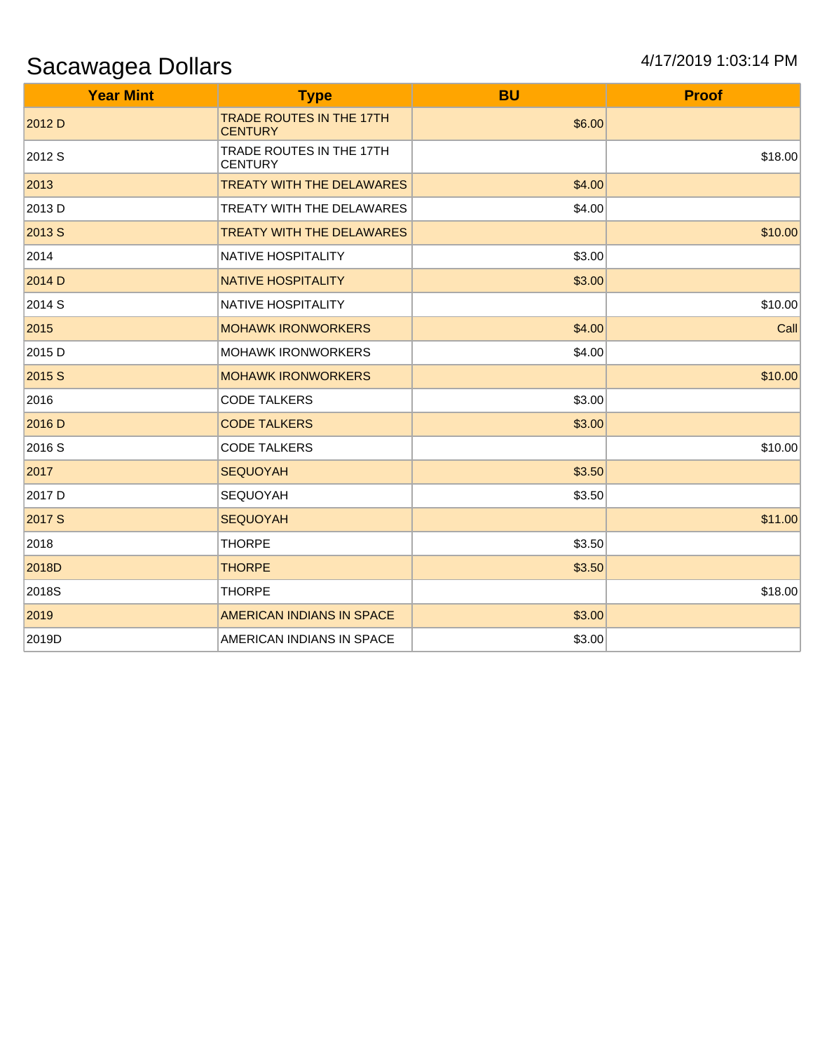# Sacawagea Dollars

4/17/2019 1:03:14 PM

| Year Mint | Type | BU | Proof |
|---|---|---|---|
| 2012 D | TRADE ROUTES IN THE 17TH CENTURY | $6.00 | |
| 2012 S | TRADE ROUTES IN THE 17TH CENTURY | | $18.00 |
| 2013 | TREATY WITH THE DELAWARES | $4.00 | |
| 2013 D | TREATY WITH THE DELAWARES | $4.00 | |
| 2013 S | TREATY WITH THE DELAWARES | | $10.00 |
| 2014 | NATIVE HOSPITALITY | $3.00 | |
| 2014 D | NATIVE HOSPITALITY | $3.00 | |
| 2014 S | NATIVE HOSPITALITY | | $10.00 |
| 2015 | MOHAWK IRONWORKERS | $4.00 | Call |
| 2015 D | MOHAWK IRONWORKERS | $4.00 | |
| 2015 S | MOHAWK IRONWORKERS | | $10.00 |
| 2016 | CODE TALKERS | $3.00 | |
| 2016 D | CODE TALKERS | $3.00 | |
| 2016 S | CODE TALKERS | | $10.00 |
| 2017 | SEQUOYAH | $3.50 | |
| 2017 D | SEQUOYAH | $3.50 | |
| 2017 S | SEQUOYAH | | $11.00 |
| 2018 | THORPE | $3.50 | |
| 2018D | THORPE | $3.50 | |
| 2018S | THORPE | | $18.00 |
| 2019 | AMERICAN INDIANS IN SPACE | $3.00 | |
| 2019D | AMERICAN INDIANS IN SPACE | $3.00 | |